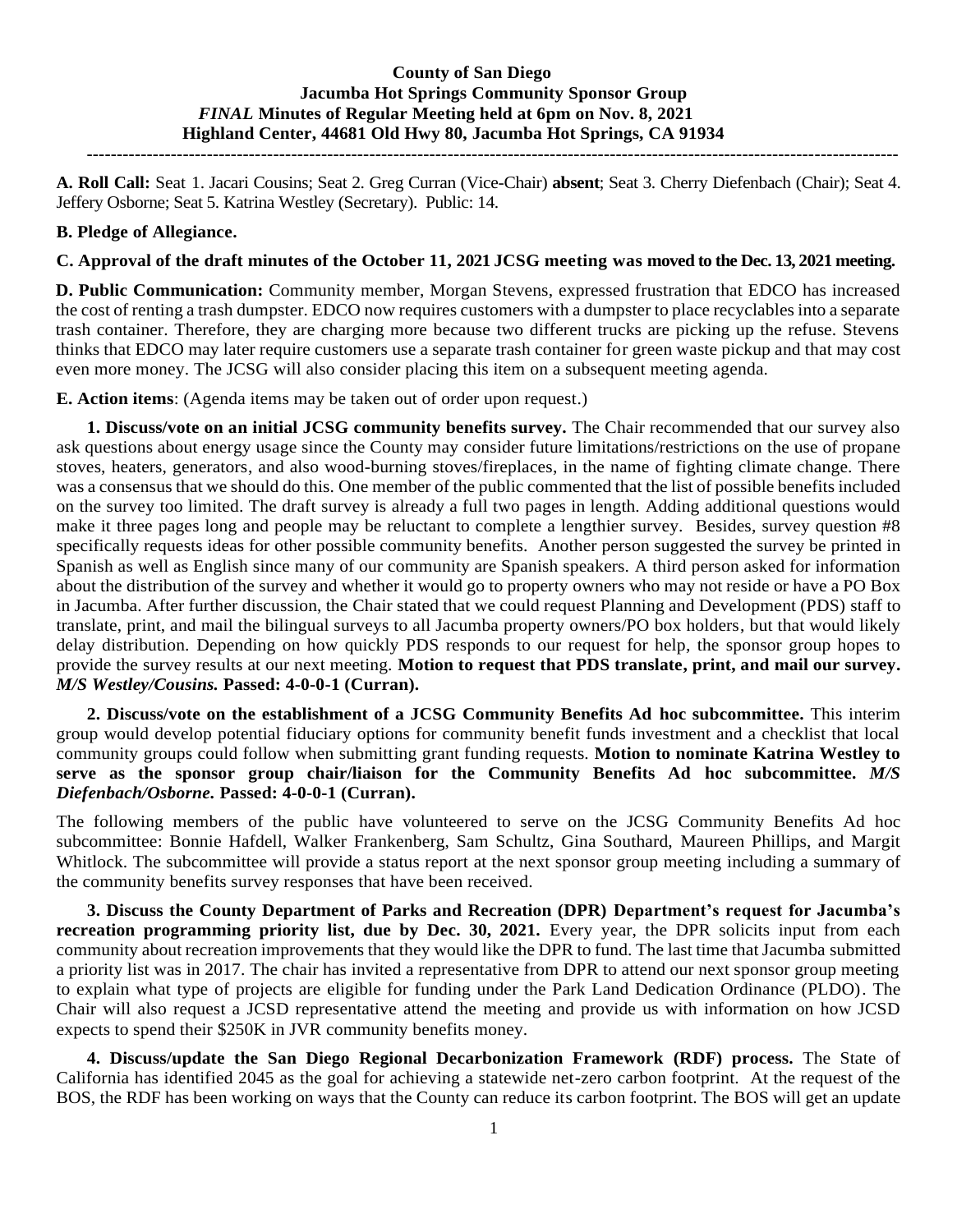**County of San Diego**
**Jacumba Hot Springs Community Sponsor Group**
***FINAL* Minutes of Regular Meeting held at 6pm on Nov. 8, 2021**
**Highland Center, 44681 Old Hwy 80, Jacumba Hot Springs, CA 91934**

---

**A. Roll Call:** Seat 1. Jacari Cousins; Seat 2. Greg Curran (Vice-Chair) **absent**; Seat 3. Cherry Diefenbach (Chair); Seat 4. Jeffery Osborne; Seat 5. Katrina Westley (Secretary). Public: 14.

**B. Pledge of Allegiance.**

**C. Approval of the draft minutes of the October 11, 2021 JCSG meeting was moved to the Dec. 13, 2021 meeting.**

**D. Public Communication:** Community member, Morgan Stevens, expressed frustration that EDCO has increased the cost of renting a trash dumpster. EDCO now requires customers with a dumpster to place recyclables into a separate trash container. Therefore, they are charging more because two different trucks are picking up the refuse. Stevens thinks that EDCO may later require customers use a separate trash container for green waste pickup and that may cost even more money. The JCSG will also consider placing this item on a subsequent meeting agenda.

**E. Action items**: (Agenda items may be taken out of order upon request.)

**1. Discuss/vote on an initial JCSG community benefits survey.** The Chair recommended that our survey also ask questions about energy usage since the County may consider future limitations/restrictions on the use of propane stoves, heaters, generators, and also wood-burning stoves/fireplaces, in the name of fighting climate change. There was a consensus that we should do this. One member of the public commented that the list of possible benefits included on the survey too limited. The draft survey is already a full two pages in length. Adding additional questions would make it three pages long and people may be reluctant to complete a lengthier survey. Besides, survey question #8 specifically requests ideas for other possible community benefits. Another person suggested the survey be printed in Spanish as well as English since many of our community are Spanish speakers. A third person asked for information about the distribution of the survey and whether it would go to property owners who may not reside or have a PO Box in Jacumba. After further discussion, the Chair stated that we could request Planning and Development (PDS) staff to translate, print, and mail the bilingual surveys to all Jacumba property owners/PO box holders, but that would likely delay distribution. Depending on how quickly PDS responds to our request for help, the sponsor group hopes to provide the survey results at our next meeting. **Motion to request that PDS translate, print, and mail our survey.** ***M/S Westley/Cousins.*** **Passed: 4-0-0-1 (Curran).**

**2. Discuss/vote on the establishment of a JCSG Community Benefits Ad hoc subcommittee.** This interim group would develop potential fiduciary options for community benefit funds investment and a checklist that local community groups could follow when submitting grant funding requests. **Motion to nominate Katrina Westley to serve as the sponsor group chair/liaison for the Community Benefits Ad hoc subcommittee.** ***M/S Diefenbach/Osborne.*** **Passed: 4-0-0-1 (Curran).**

The following members of the public have volunteered to serve on the JCSG Community Benefits Ad hoc subcommittee: Bonnie Hafdell, Walker Frankenberg, Sam Schultz, Gina Southard, Maureen Phillips, and Margit Whitlock. The subcommittee will provide a status report at the next sponsor group meeting including a summary of the community benefits survey responses that have been received.

**3. Discuss the County Department of Parks and Recreation (DPR) Department's request for Jacumba's recreation programming priority list, due by Dec. 30, 2021.** Every year, the DPR solicits input from each community about recreation improvements that they would like the DPR to fund. The last time that Jacumba submitted a priority list was in 2017. The chair has invited a representative from DPR to attend our next sponsor group meeting to explain what type of projects are eligible for funding under the Park Land Dedication Ordinance (PLDO). The Chair will also request a JCSD representative attend the meeting and provide us with information on how JCSD expects to spend their $250K in JVR community benefits money.

**4. Discuss/update the San Diego Regional Decarbonization Framework (RDF) process.** The State of California has identified 2045 as the goal for achieving a statewide net-zero carbon footprint. At the request of the BOS, the RDF has been working on ways that the County can reduce its carbon footprint. The BOS will get an update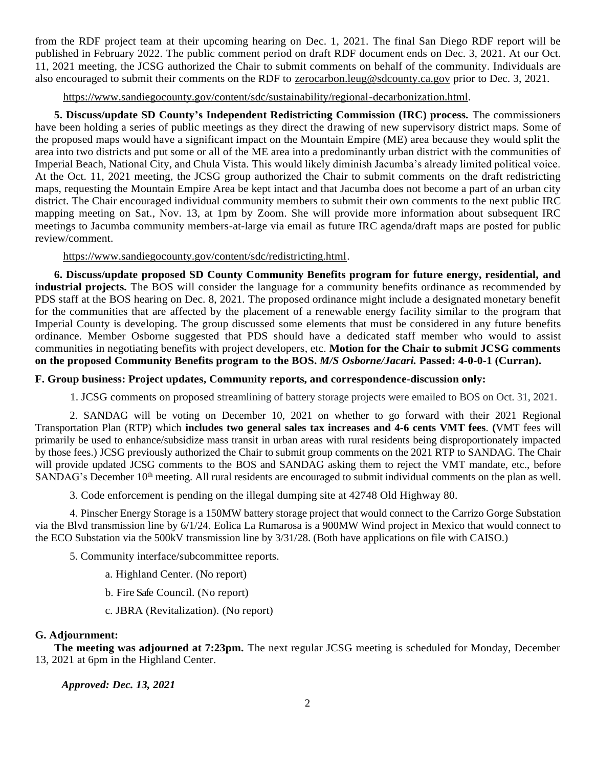from the RDF project team at their upcoming hearing on Dec. 1, 2021. The final San Diego RDF report will be published in February 2022. The public comment period on draft RDF document ends on Dec. 3, 2021. At our Oct. 11, 2021 meeting, the JCSG authorized the Chair to submit comments on behalf of the community. Individuals are also encouraged to submit their comments on the RDF to zerocarbon.leug@sdcounty.ca.gov prior to Dec. 3, 2021.

https://www.sandiegocounty.gov/content/sdc/sustainability/regional-decarbonization.html.

**5. Discuss/update SD County's Independent Redistricting Commission (IRC) process.** The commissioners have been holding a series of public meetings as they direct the drawing of new supervisory district maps. Some of the proposed maps would have a significant impact on the Mountain Empire (ME) area because they would split the area into two districts and put some or all of the ME area into a predominantly urban district with the communities of Imperial Beach, National City, and Chula Vista. This would likely diminish Jacumba's already limited political voice. At the Oct. 11, 2021 meeting, the JCSG group authorized the Chair to submit comments on the draft redistricting maps, requesting the Mountain Empire Area be kept intact and that Jacumba does not become a part of an urban city district. The Chair encouraged individual community members to submit their own comments to the next public IRC mapping meeting on Sat., Nov. 13, at 1pm by Zoom. She will provide more information about subsequent IRC meetings to Jacumba community members-at-large via email as future IRC agenda/draft maps are posted for public review/comment.

https://www.sandiegocounty.gov/content/sdc/redistricting.html.

**6. Discuss/update proposed SD County Community Benefits program for future energy, residential, and industrial projects.** The BOS will consider the language for a community benefits ordinance as recommended by PDS staff at the BOS hearing on Dec. 8, 2021. The proposed ordinance might include a designated monetary benefit for the communities that are affected by the placement of a renewable energy facility similar to the program that Imperial County is developing. The group discussed some elements that must be considered in any future benefits ordinance. Member Osborne suggested that PDS should have a dedicated staff member who would to assist communities in negotiating benefits with project developers, etc. **Motion for the Chair to submit JCSG comments on the proposed Community Benefits program to the BOS.** ***M/S Osborne/Jacari.*** **Passed: 4-0-0-1 (Curran).**

**F. Group business: Project updates, Community reports, and correspondence-discussion only:**

1. JCSG comments on proposed streamlining of battery storage projects were emailed to BOS on Oct. 31, 2021.

2. SANDAG will be voting on December 10, 2021 on whether to go forward with their 2021 Regional Transportation Plan (RTP) which **includes two general sales tax increases and 4-6 cents VMT fees**. **(**VMT fees will primarily be used to enhance/subsidize mass transit in urban areas with rural residents being disproportionately impacted by those fees.) JCSG previously authorized the Chair to submit group comments on the 2021 RTP to SANDAG. The Chair will provide updated JCSG comments to the BOS and SANDAG asking them to reject the VMT mandate, etc., before SANDAG's December 10th meeting. All rural residents are encouraged to submit individual comments on the plan as well.

3. Code enforcement is pending on the illegal dumping site at 42748 Old Highway 80.

4. Pinscher Energy Storage is a 150MW battery storage project that would connect to the Carrizo Gorge Substation via the Blvd transmission line by 6/1/24. Eolica La Rumarosa is a 900MW Wind project in Mexico that would connect to the ECO Substation via the 500kV transmission line by 3/31/28. (Both have applications on file with CAISO.)

5. Community interface/subcommittee reports.

   a. Highland Center. (No report)

   b. Fire Safe Council. (No report)

   c. JBRA (Revitalization). (No report)

**G. Adjournment:**

**The meeting was adjourned at 7:23pm.** The next regular JCSG meeting is scheduled for Monday, December 13, 2021 at 6pm in the Highland Center.

***Approved: Dec. 13, 2021***